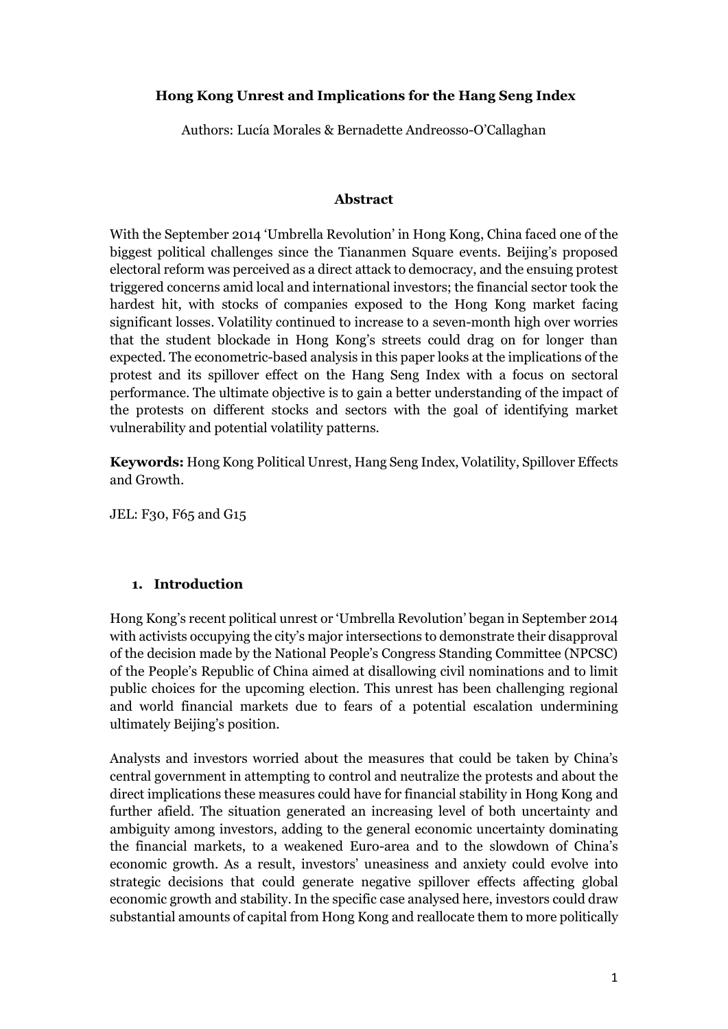# Hong Kong Unrest and Implications for the Hang Seng Index

Authors: Lucía Morales & Bernadette Andreosso-O'Callaghan

## Abstract

With the September 2014 'Umbrella Revolution' in Hong Kong, China faced one of the biggest political challenges since the Tiananmen Square events. Beijing's proposed electoral reform was perceived as a direct attack to democracy, and the ensuing protest triggered concerns amid local and international investors; the financial sector took the hardest hit, with stocks of companies exposed to the Hong Kong market facing significant losses. Volatility continued to increase to a seven-month high over worries that the student blockade in Hong Kong's streets could drag on for longer than expected. The econometric-based analysis in this paper looks at the implications of the protest and its spillover effect on the Hang Seng Index with a focus on sectoral performance. The ultimate objective is to gain a better understanding of the impact of the protests on different stocks and sectors with the goal of identifying market vulnerability and potential volatility patterns.

**Keywords:** Hong Kong Political Unrest, Hang Seng Index, Volatility, Spillover Effects and Growth.

JEL: F30, F65 and G15

## 1. Introduction

Hong Kong's recent political unrest or 'Umbrella Revolution' began in September 2014 with activists occupying the city's major intersections to demonstrate their disapproval of the decision made by the National People's Congress Standing Committee (NPCSC) of the People's Republic of China aimed at disallowing civil nominations and to limit public choices for the upcoming election. This unrest has been challenging regional and world financial markets due to fears of a potential escalation undermining ultimately Beijing's position.

Analysts and investors worried about the measures that could be taken by China's central government in attempting to control and neutralize the protests and about the direct implications these measures could have for financial stability in Hong Kong and further afield. The situation generated an increasing level of both uncertainty and ambiguity among investors, adding to the general economic uncertainty dominating the financial markets, to a weakened Euro-area and to the slowdown of China's economic growth. As a result, investors' uneasiness and anxiety could evolve into strategic decisions that could generate negative spillover effects affecting global economic growth and stability. In the specific case analysed here, investors could draw substantial amounts of capital from Hong Kong and reallocate them to more politically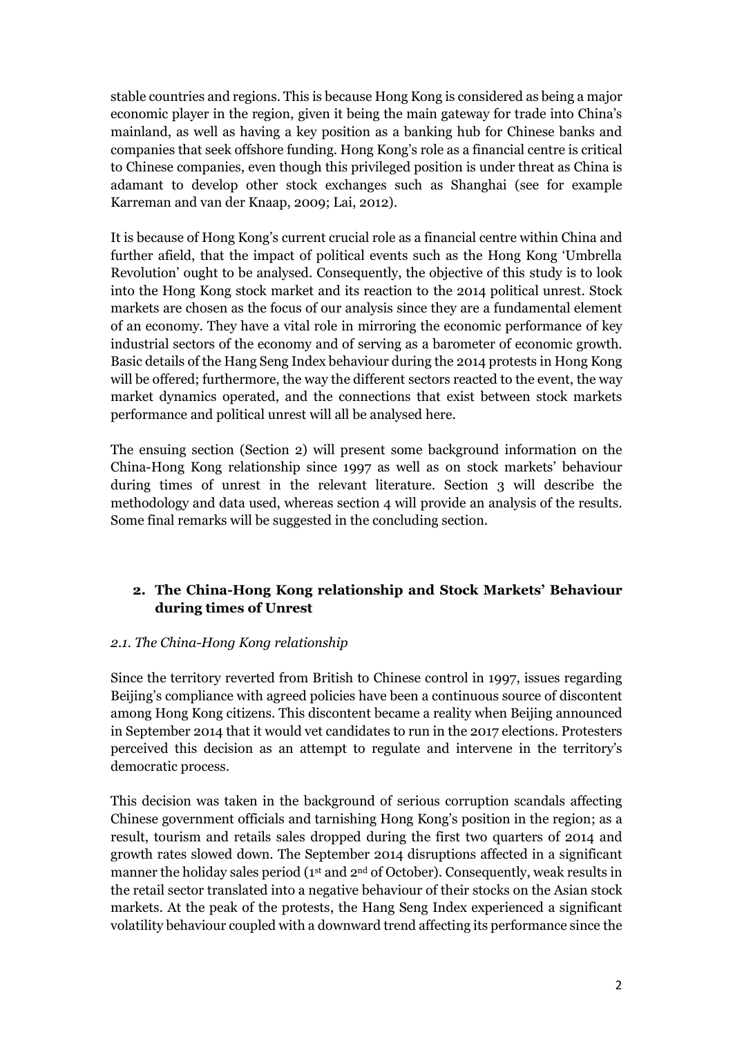stable countries and regions. This is because Hong Kong is considered as being a major economic player in the region, given it being the main gateway for trade into China's mainland, as well as having a key position as a banking hub for Chinese banks and companies that seek offshore funding. Hong Kong's role as a financial centre is critical to Chinese companies, even though this privileged position is under threat as China is adamant to develop other stock exchanges such as Shanghai (see for example Karreman and van der Knaap, 2009; Lai, 2012).

It is because of Hong Kong's current crucial role as a financial centre within China and further afield, that the impact of political events such as the Hong Kong 'Umbrella Revolution' ought to be analysed. Consequently, the objective of this study is to look into the Hong Kong stock market and its reaction to the 2014 political unrest. Stock markets are chosen as the focus of our analysis since they are a fundamental element of an economy. They have a vital role in mirroring the economic performance of key industrial sectors of the economy and of serving as a barometer of economic growth. Basic details of the Hang Seng Index behaviour during the 2014 protests in Hong Kong will be offered; furthermore, the way the different sectors reacted to the event, the way market dynamics operated, and the connections that exist between stock markets performance and political unrest will all be analysed here.

The ensuing section (Section 2) will present some background information on the China-Hong Kong relationship since 1997 as well as on stock markets' behaviour during times of unrest in the relevant literature. Section 3 will describe the methodology and data used, whereas section 4 will provide an analysis of the results. Some final remarks will be suggested in the concluding section.

## 2. The China-Hong Kong relationship and Stock Markets' Behaviour during times of Unrest

### *2.1. The China-Hong Kong relationship*

Since the territory reverted from British to Chinese control in 1997, issues regarding Beijing's compliance with agreed policies have been a continuous source of discontent among Hong Kong citizens. This discontent became a reality when Beijing announced in September 2014 that it would vet candidates to run in the 2017 elections. Protesters perceived this decision as an attempt to regulate and intervene in the territory's democratic process.

This decision was taken in the background of serious corruption scandals affecting Chinese government officials and tarnishing Hong Kong's position in the region; as a result, tourism and retails sales dropped during the first two quarters of 2014 and growth rates slowed down. The September 2014 disruptions affected in a significant manner the holiday sales period (1st and 2nd of October). Consequently, weak results in the retail sector translated into a negative behaviour of their stocks on the Asian stock markets. At the peak of the protests, the Hang Seng Index experienced a significant volatility behaviour coupled with a downward trend affecting its performance since the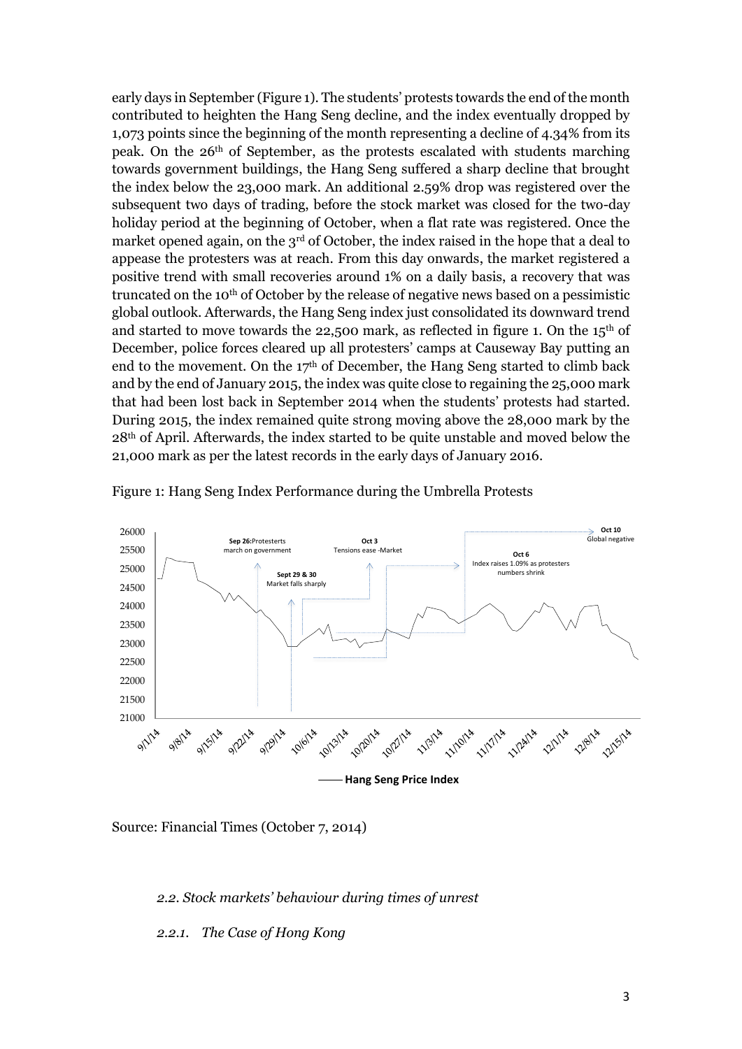early days in September (Figure 1). The students' protests towards the end of the month contributed to heighten the Hang Seng decline, and the index eventually dropped by 1,073 points since the beginning of the month representing a decline of 4.34% from its peak. On the 26th of September, as the protests escalated with students marching towards government buildings, the Hang Seng suffered a sharp decline that brought the index below the 23,000 mark. An additional 2.59% drop was registered over the subsequent two days of trading, before the stock market was closed for the two-day holiday period at the beginning of October, when a flat rate was registered. Once the market opened again, on the 3rd of October, the index raised in the hope that a deal to appease the protesters was at reach. From this day onwards, the market registered a positive trend with small recoveries around 1% on a daily basis, a recovery that was truncated on the 10th of October by the release of negative news based on a pessimistic global outlook. Afterwards, the Hang Seng index just consolidated its downward trend and started to move towards the 22,500 mark, as reflected in figure 1. On the 15th of December, police forces cleared up all protesters' camps at Causeway Bay putting an end to the movement. On the 17th of December, the Hang Seng started to climb back and by the end of January 2015, the index was quite close to regaining the 25,000 mark that had been lost back in September 2014 when the students' protests had started. During 2015, the index remained quite strong moving above the 28,000 mark by the 28th of April. Afterwards, the index started to be quite unstable and moved below the 21,000 mark as per the latest records in the early days of January 2016.

Figure 1: Hang Seng Index Performance during the Umbrella Protests

Source: Financial Times (October 7, 2014)

*2.2. Stock markets' behaviour during times of unrest*

*2.2.1. The Case of Hong Kong*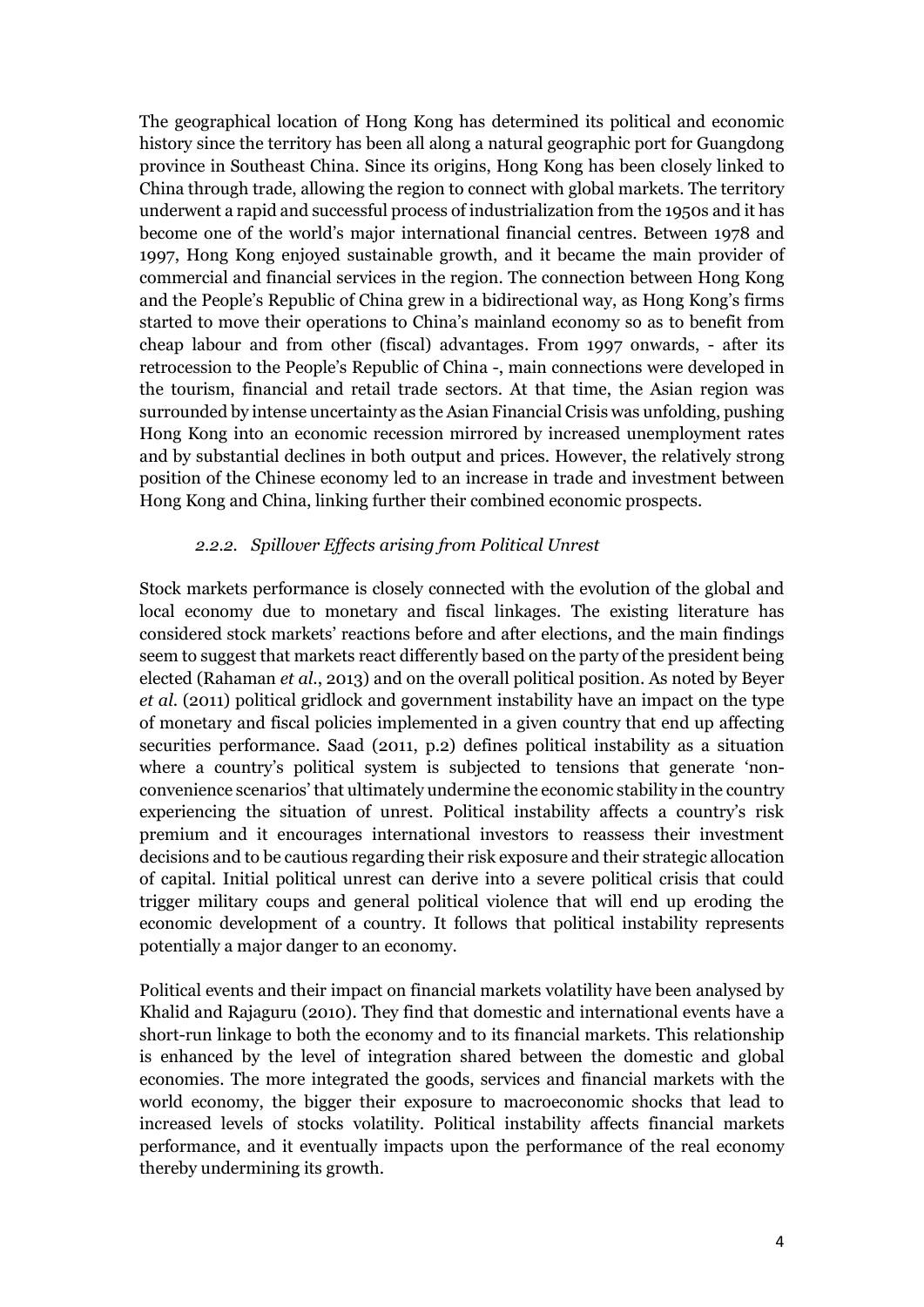The geographical location of Hong Kong has determined its political and economic history since the territory has been all along a natural geographic port for Guangdong province in Southeast China. Since its origins, Hong Kong has been closely linked to China through trade, allowing the region to connect with global markets. The territory underwent a rapid and successful process of industrialization from the 1950s and it has become one of the world's major international financial centres. Between 1978 and 1997, Hong Kong enjoyed sustainable growth, and it became the main provider of commercial and financial services in the region. The connection between Hong Kong and the People's Republic of China grew in a bidirectional way, as Hong Kong's firms started to move their operations to China's mainland economy so as to benefit from cheap labour and from other (fiscal) advantages. From 1997 onwards, - after its retrocession to the People's Republic of China -, main connections were developed in the tourism, financial and retail trade sectors. At that time, the Asian region was surrounded by intense uncertainty as the Asian Financial Crisis was unfolding, pushing Hong Kong into an economic recession mirrored by increased unemployment rates and by substantial declines in both output and prices. However, the relatively strong position of the Chinese economy led to an increase in trade and investment between Hong Kong and China, linking further their combined economic prospects.

#### *2.2.2. Spillover Effects arising from Political Unrest*

Stock markets performance is closely connected with the evolution of the global and local economy due to monetary and fiscal linkages. The existing literature has considered stock markets' reactions before and after elections, and the main findings seem to suggest that markets react differently based on the party of the president being elected (Rahaman *et al.*, 2013) and on the overall political position. As noted by Beyer *et al.* (2011) political gridlock and government instability have an impact on the type of monetary and fiscal policies implemented in a given country that end up affecting securities performance. Saad (2011, p.2) defines political instability as a situation where a country's political system is subjected to tensions that generate 'non-convenience scenarios' that ultimately undermine the economic stability in the country experiencing the situation of unrest. Political instability affects a country's risk premium and it encourages international investors to reassess their investment decisions and to be cautious regarding their risk exposure and their strategic allocation of capital. Initial political unrest can derive into a severe political crisis that could trigger military coups and general political violence that will end up eroding the economic development of a country. It follows that political instability represents potentially a major danger to an economy.

Political events and their impact on financial markets volatility have been analysed by Khalid and Rajaguru (2010). They find that domestic and international events have a short-run linkage to both the economy and to its financial markets. This relationship is enhanced by the level of integration shared between the domestic and global economies. The more integrated the goods, services and financial markets with the world economy, the bigger their exposure to macroeconomic shocks that lead to increased levels of stocks volatility. Political instability affects financial markets performance, and it eventually impacts upon the performance of the real economy thereby undermining its growth.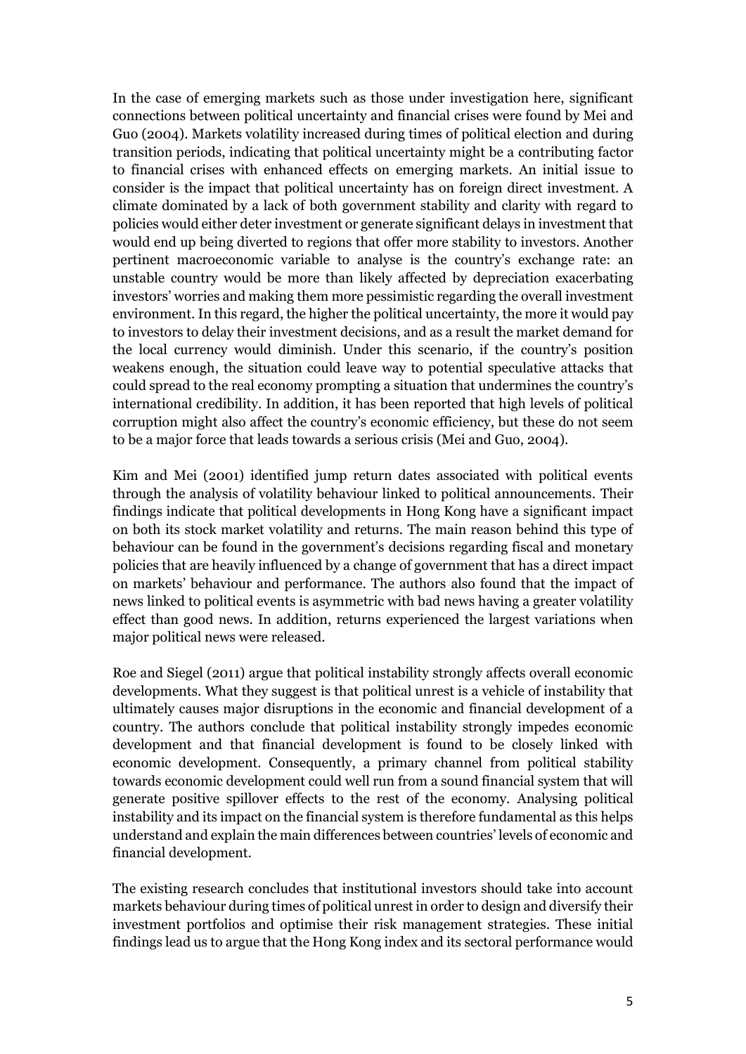In the case of emerging markets such as those under investigation here, significant connections between political uncertainty and financial crises were found by Mei and Guo (2004). Markets volatility increased during times of political election and during transition periods, indicating that political uncertainty might be a contributing factor to financial crises with enhanced effects on emerging markets. An initial issue to consider is the impact that political uncertainty has on foreign direct investment. A climate dominated by a lack of both government stability and clarity with regard to policies would either deter investment or generate significant delays in investment that would end up being diverted to regions that offer more stability to investors. Another pertinent macroeconomic variable to analyse is the country's exchange rate: an unstable country would be more than likely affected by depreciation exacerbating investors' worries and making them more pessimistic regarding the overall investment environment. In this regard, the higher the political uncertainty, the more it would pay to investors to delay their investment decisions, and as a result the market demand for the local currency would diminish. Under this scenario, if the country's position weakens enough, the situation could leave way to potential speculative attacks that could spread to the real economy prompting a situation that undermines the country's international credibility. In addition, it has been reported that high levels of political corruption might also affect the country's economic efficiency, but these do not seem to be a major force that leads towards a serious crisis (Mei and Guo, 2004).

Kim and Mei (2001) identified jump return dates associated with political events through the analysis of volatility behaviour linked to political announcements. Their findings indicate that political developments in Hong Kong have a significant impact on both its stock market volatility and returns. The main reason behind this type of behaviour can be found in the government's decisions regarding fiscal and monetary policies that are heavily influenced by a change of government that has a direct impact on markets' behaviour and performance. The authors also found that the impact of news linked to political events is asymmetric with bad news having a greater volatility effect than good news. In addition, returns experienced the largest variations when major political news were released.

Roe and Siegel (2011) argue that political instability strongly affects overall economic developments. What they suggest is that political unrest is a vehicle of instability that ultimately causes major disruptions in the economic and financial development of a country. The authors conclude that political instability strongly impedes economic development and that financial development is found to be closely linked with economic development. Consequently, a primary channel from political stability towards economic development could well run from a sound financial system that will generate positive spillover effects to the rest of the economy. Analysing political instability and its impact on the financial system is therefore fundamental as this helps understand and explain the main differences between countries' levels of economic and financial development.

The existing research concludes that institutional investors should take into account markets behaviour during times of political unrest in order to design and diversify their investment portfolios and optimise their risk management strategies. These initial findings lead us to argue that the Hong Kong index and its sectoral performance would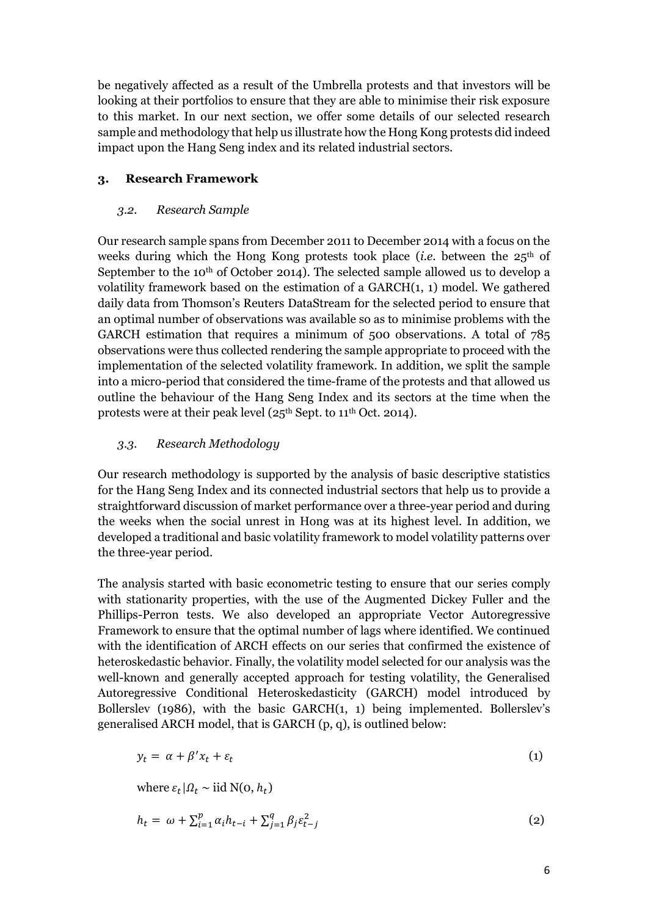be negatively affected as a result of the Umbrella protests and that investors will be looking at their portfolios to ensure that they are able to minimise their risk exposure to this market. In our next section, we offer some details of our selected research sample and methodology that help us illustrate how the Hong Kong protests did indeed impact upon the Hang Seng index and its related industrial sectors.

## 3. Research Framework

### *3.2. Research Sample*

Our research sample spans from December 2011 to December 2014 with a focus on the weeks during which the Hong Kong protests took place (*i.e.* between the 25th of September to the 10th of October 2014). The selected sample allowed us to develop a volatility framework based on the estimation of a GARCH(1, 1) model. We gathered daily data from Thomson's Reuters DataStream for the selected period to ensure that an optimal number of observations was available so as to minimise problems with the GARCH estimation that requires a minimum of 500 observations. A total of 785 observations were thus collected rendering the sample appropriate to proceed with the implementation of the selected volatility framework. In addition, we split the sample into a micro-period that considered the time-frame of the protests and that allowed us outline the behaviour of the Hang Seng Index and its sectors at the time when the protests were at their peak level (25th Sept. to 11th Oct. 2014).

### *3.3. Research Methodology*

Our research methodology is supported by the analysis of basic descriptive statistics for the Hang Seng Index and its connected industrial sectors that help us to provide a straightforward discussion of market performance over a three-year period and during the weeks when the social unrest in Hong was at its highest level. In addition, we developed a traditional and basic volatility framework to model volatility patterns over the three-year period.

The analysis started with basic econometric testing to ensure that our series comply with stationarity properties, with the use of the Augmented Dickey Fuller and the Phillips-Perron tests. We also developed an appropriate Vector Autoregressive Framework to ensure that the optimal number of lags where identified. We continued with the identification of ARCH effects on our series that confirmed the existence of heteroskedastic behavior. Finally, the volatility model selected for our analysis was the well-known and generally accepted approach for testing volatility, the Generalised Autoregressive Conditional Heteroskedasticity (GARCH) model introduced by Bollerslev (1986), with the basic GARCH(1, 1) being implemented. Bollerslev's generalised ARCH model, that is GARCH (p, q), is outlined below:

$$y_t = \alpha + \beta' x_t + \varepsilon_t \tag{1}$$

where $\varepsilon_t | \Omega_t \sim \text{iid N}(0, h_t)$

$$h_t = \omega + \sum_{i=1}^{p} \alpha_i h_{t-i} + \sum_{j=1}^{q} \beta_j \varepsilon_{t-j}^2 \tag{2}$$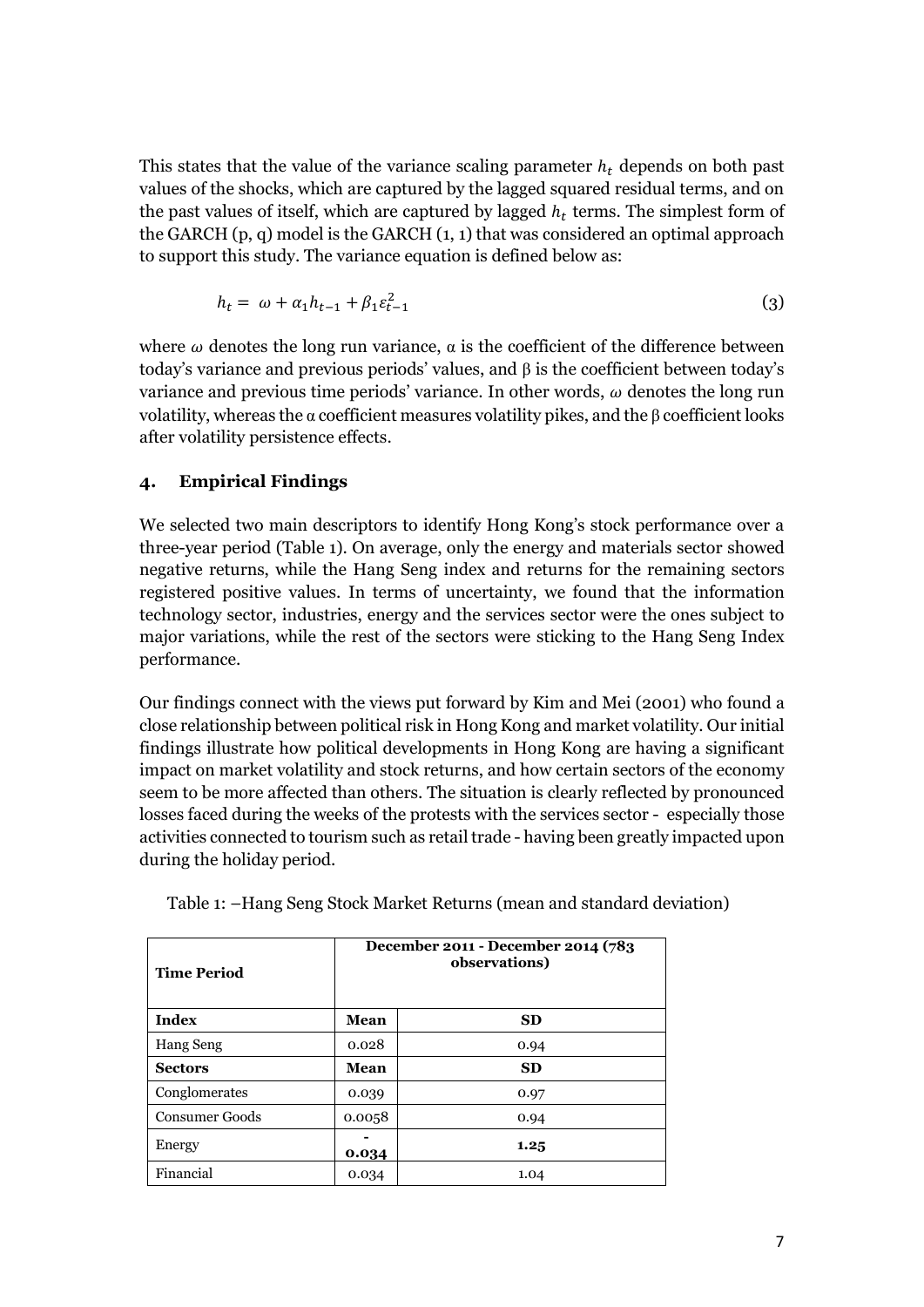This states that the value of the variance scaling parameter $h_t$ depends on both past values of the shocks, which are captured by the lagged squared residual terms, and on the past values of itself, which are captured by lagged $h_t$ terms. The simplest form of the GARCH (p, q) model is the GARCH (1, 1) that was considered an optimal approach to support this study. The variance equation is defined below as:

$$h_t = \omega + \alpha_1 h_{t-1} + \beta_1 \varepsilon_{t-1}^2 \tag{3}$$

where $\omega$ denotes the long run variance, α is the coefficient of the difference between today's variance and previous periods' values, and β is the coefficient between today's variance and previous time periods' variance. In other words, $\omega$ denotes the long run volatility, whereas the α coefficient measures volatility pikes, and the β coefficient looks after volatility persistence effects.

## 4. Empirical Findings

We selected two main descriptors to identify Hong Kong's stock performance over a three-year period (Table 1). On average, only the energy and materials sector showed negative returns, while the Hang Seng index and returns for the remaining sectors registered positive values. In terms of uncertainty, we found that the information technology sector, industries, energy and the services sector were the ones subject to major variations, while the rest of the sectors were sticking to the Hang Seng Index performance.

Our findings connect with the views put forward by Kim and Mei (2001) who found a close relationship between political risk in Hong Kong and market volatility. Our initial findings illustrate how political developments in Hong Kong are having a significant impact on market volatility and stock returns, and how certain sectors of the economy seem to be more affected than others. The situation is clearly reflected by pronounced losses faced during the weeks of the protests with the services sector - especially those activities connected to tourism such as retail trade - having been greatly impacted upon during the holiday period.

Table 1: –Hang Seng Stock Market Returns (mean and standard deviation)

| **Time Period** | **December 2011 - December 2014 (783 observations)** | |
|---|---|---|
| **Index** | **Mean** | **SD** |
| Hang Seng | 0.028 | 0.94 |
| **Sectors** | **Mean** | **SD** |
| Conglomerates | 0.039 | 0.97 |
| Consumer Goods | 0.0058 | 0.94 |
| Energy | **-0.034** | **1.25** |
| Financial | 0.034 | 1.04 |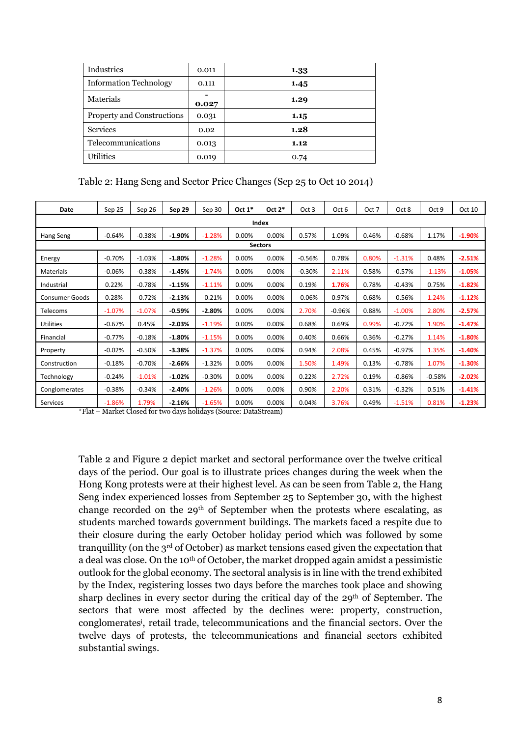| Industries | 0.011 | **1.33** |
|---|---|---|
| Information Technology | 0.111 | **1.45** |
| Materials | -0.027 | **1.29** |
| Property and Constructions | 0.031 | **1.15** |
| Services | 0.02 | **1.28** |
| Telecommunications | 0.013 | **1.12** |
| Utilities | 0.019 | 0.74 |

Table 2: Hang Seng and Sector Price Changes (Sep 25 to Oct 10 2014)

| Date | Sep 25 | Sep 26 | **Sep 29** | Sep 30 | **Oct 1*** | **Oct 2*** | Oct 3 | Oct 6 | Oct 7 | Oct 8 | Oct 9 | Oct 10 |
|---|---|---|---|---|---|---|---|---|---|---|---|---|
| **Index** | | | | | | | | | | | | |
| Hang Seng | -0.64% | -0.38% | **-1.90%** | -1.28% | 0.00% | 0.00% | 0.57% | 1.09% | 0.46% | -0.68% | 1.17% | **-1.90%** |
| **Sectors** | | | | | | | | | | | | |
| Energy | -0.70% | -1.03% | **-1.80%** | -1.28% | 0.00% | 0.00% | -0.56% | 0.78% | 0.80% | -1.31% | 0.48% | **-2.51%** |
| Materials | -0.06% | -0.38% | **-1.45%** | -1.74% | 0.00% | 0.00% | -0.30% | 2.11% | 0.58% | -0.57% | -1.13% | **-1.05%** |
| Industrial | 0.22% | -0.78% | **-1.15%** | -1.11% | 0.00% | 0.00% | 0.19% | **1.76%** | 0.78% | -0.43% | 0.75% | **-1.82%** |
| Consumer Goods | 0.28% | -0.72% | **-2.13%** | -0.21% | 0.00% | 0.00% | -0.06% | 0.97% | 0.68% | -0.56% | 1.24% | **-1.12%** |
| Telecoms | -1.07% | -1.07% | **-0.59%** | **-2.80%** | 0.00% | 0.00% | 2.70% | -0.96% | 0.88% | -1.00% | 2.80% | **-2.57%** |
| Utilities | -0.67% | 0.45% | **-2.03%** | -1.19% | 0.00% | 0.00% | 0.68% | 0.69% | 0.99% | -0.72% | 1.90% | **-1.47%** |
| Financial | -0.77% | -0.18% | **-1.80%** | -1.15% | 0.00% | 0.00% | 0.40% | 0.66% | 0.36% | -0.27% | 1.14% | **-1.80%** |
| Property | -0.02% | -0.50% | **-3.38%** | -1.37% | 0.00% | 0.00% | 0.94% | 2.08% | 0.45% | -0.97% | 1.35% | **-1.40%** |
| Construction | -0.18% | -0.70% | **-2.66%** | -1.32% | 0.00% | 0.00% | 1.50% | 1.49% | 0.13% | -0.78% | 1.07% | **-1.30%** |
| Technology | -0.24% | -1.01% | **-1.02%** | -0.30% | 0.00% | 0.00% | 0.22% | 2.72% | 0.19% | -0.86% | -0.58% | **-2.02%** |
| Conglomerates | -0.38% | -0.34% | **-2.40%** | -1.26% | 0.00% | 0.00% | 0.90% | 2.20% | 0.31% | -0.32% | 0.51% | **-1.41%** |
| Services | -1.86% | 1.79% | **-2.16%** | -1.65% | 0.00% | 0.00% | 0.04% | 3.76% | 0.49% | -1.51% | 0.81% | **-1.23%** |

*Flat – Market Closed for two days holidays (Source: DataStream)

Table 2 and Figure 2 depict market and sectoral performance over the twelve critical days of the period. Our goal is to illustrate prices changes during the week when the Hong Kong protests were at their highest level. As can be seen from Table 2, the Hang Seng index experienced losses from September 25 to September 30, with the highest change recorded on the 29th of September when the protests where escalating, as students marched towards government buildings. The markets faced a respite due to their closure during the early October holiday period which was followed by some tranquillity (on the 3rd of October) as market tensions eased given the expectation that a deal was close. On the 10th of October, the market dropped again amidst a pessimistic outlook for the global economy. The sectoral analysis is in line with the trend exhibited by the Index, registering losses two days before the marches took place and showing sharp declines in every sector during the critical day of the 29th of September. The sectors that were most affected by the declines were: property, construction, conglomerates[i], retail trade, telecommunications and the financial sectors. Over the twelve days of protests, the telecommunications and financial sectors exhibited substantial swings.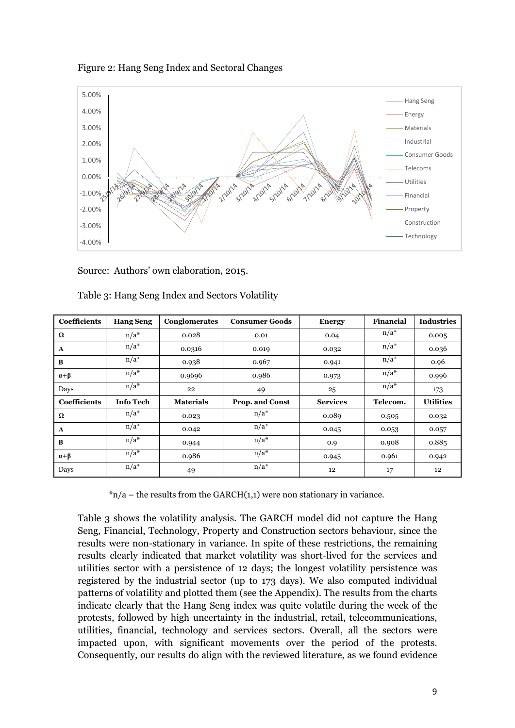Figure 2: Hang Seng Index and Sectoral Changes

Source: Authors' own elaboration, 2015.

Table 3: Hang Seng Index and Sectors Volatility

| Coefficients | Hang Seng | Conglomerates | Consumer Goods | Energy | Financial | Industries |
|---|---|---|---|---|---|---|
| Ω | n/a* | 0.028 | 0.01 | 0.04 | n/a* | 0.005 |
| Α | n/a* | 0.0316 | 0.019 | 0.032 | n/a* | 0.036 |
| Β | n/a* | 0.938 | 0.967 | 0.941 | n/a* | 0.96 |
| α+β | n/a* | 0.9696 | 0.986 | 0.973 | n/a* | 0.996 |
| Days | n/a* | 22 | 49 | 25 | n/a* | 173 |
| **Coefficients** | **Info Tech** | **Materials** | **Prop. and Const** | **Services** | **Telecom.** | **Utilities** |
| Ω | n/a* | 0.023 | n/a* | 0.089 | 0.505 | 0.032 |
| Α | n/a* | 0.042 | n/a* | 0.045 | 0.053 | 0.057 |
| Β | n/a* | 0.944 | n/a* | 0.9 | 0.908 | 0.885 |
| α+β | n/a* | 0.986 | n/a* | 0.945 | 0.961 | 0.942 |
| Days | n/a* | 49 | n/a* | 12 | 17 | 12 |

*n/a – the results from the GARCH(1,1) were non stationary in variance.

Table 3 shows the volatility analysis. The GARCH model did not capture the Hang Seng, Financial, Technology, Property and Construction sectors behaviour, since the results were non-stationary in variance. In spite of these restrictions, the remaining results clearly indicated that market volatility was short-lived for the services and utilities sector with a persistence of 12 days; the longest volatility persistence was registered by the industrial sector (up to 173 days). We also computed individual patterns of volatility and plotted them (see the Appendix). The results from the charts indicate clearly that the Hang Seng index was quite volatile during the week of the protests, followed by high uncertainty in the industrial, retail, telecommunications, utilities, financial, technology and services sectors. Overall, all the sectors were impacted upon, with significant movements over the period of the protests. Consequently, our results do align with the reviewed literature, as we found evidence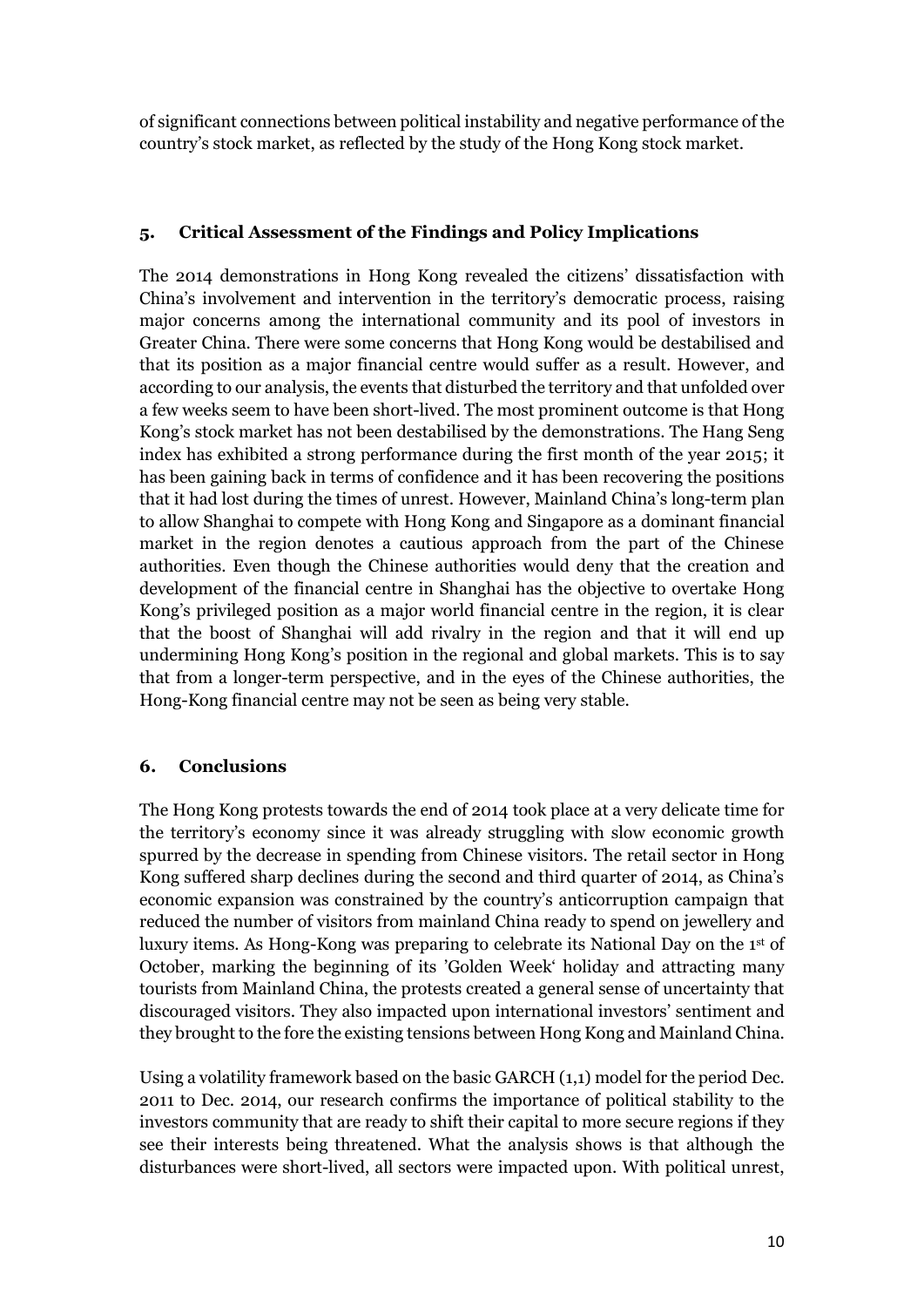of significant connections between political instability and negative performance of the country's stock market, as reflected by the study of the Hong Kong stock market.

## 5. Critical Assessment of the Findings and Policy Implications

The 2014 demonstrations in Hong Kong revealed the citizens' dissatisfaction with China's involvement and intervention in the territory's democratic process, raising major concerns among the international community and its pool of investors in Greater China. There were some concerns that Hong Kong would be destabilised and that its position as a major financial centre would suffer as a result. However, and according to our analysis, the events that disturbed the territory and that unfolded over a few weeks seem to have been short-lived. The most prominent outcome is that Hong Kong's stock market has not been destabilised by the demonstrations. The Hang Seng index has exhibited a strong performance during the first month of the year 2015; it has been gaining back in terms of confidence and it has been recovering the positions that it had lost during the times of unrest. However, Mainland China's long-term plan to allow Shanghai to compete with Hong Kong and Singapore as a dominant financial market in the region denotes a cautious approach from the part of the Chinese authorities. Even though the Chinese authorities would deny that the creation and development of the financial centre in Shanghai has the objective to overtake Hong Kong's privileged position as a major world financial centre in the region, it is clear that the boost of Shanghai will add rivalry in the region and that it will end up undermining Hong Kong's position in the regional and global markets. This is to say that from a longer-term perspective, and in the eyes of the Chinese authorities, the Hong-Kong financial centre may not be seen as being very stable.

## 6. Conclusions

The Hong Kong protests towards the end of 2014 took place at a very delicate time for the territory's economy since it was already struggling with slow economic growth spurred by the decrease in spending from Chinese visitors. The retail sector in Hong Kong suffered sharp declines during the second and third quarter of 2014, as China's economic expansion was constrained by the country's anticorruption campaign that reduced the number of visitors from mainland China ready to spend on jewellery and luxury items. As Hong-Kong was preparing to celebrate its National Day on the 1st of October, marking the beginning of its 'Golden Week' holiday and attracting many tourists from Mainland China, the protests created a general sense of uncertainty that discouraged visitors. They also impacted upon international investors' sentiment and they brought to the fore the existing tensions between Hong Kong and Mainland China.

Using a volatility framework based on the basic GARCH (1,1) model for the period Dec. 2011 to Dec. 2014, our research confirms the importance of political stability to the investors community that are ready to shift their capital to more secure regions if they see their interests being threatened. What the analysis shows is that although the disturbances were short-lived, all sectors were impacted upon. With political unrest,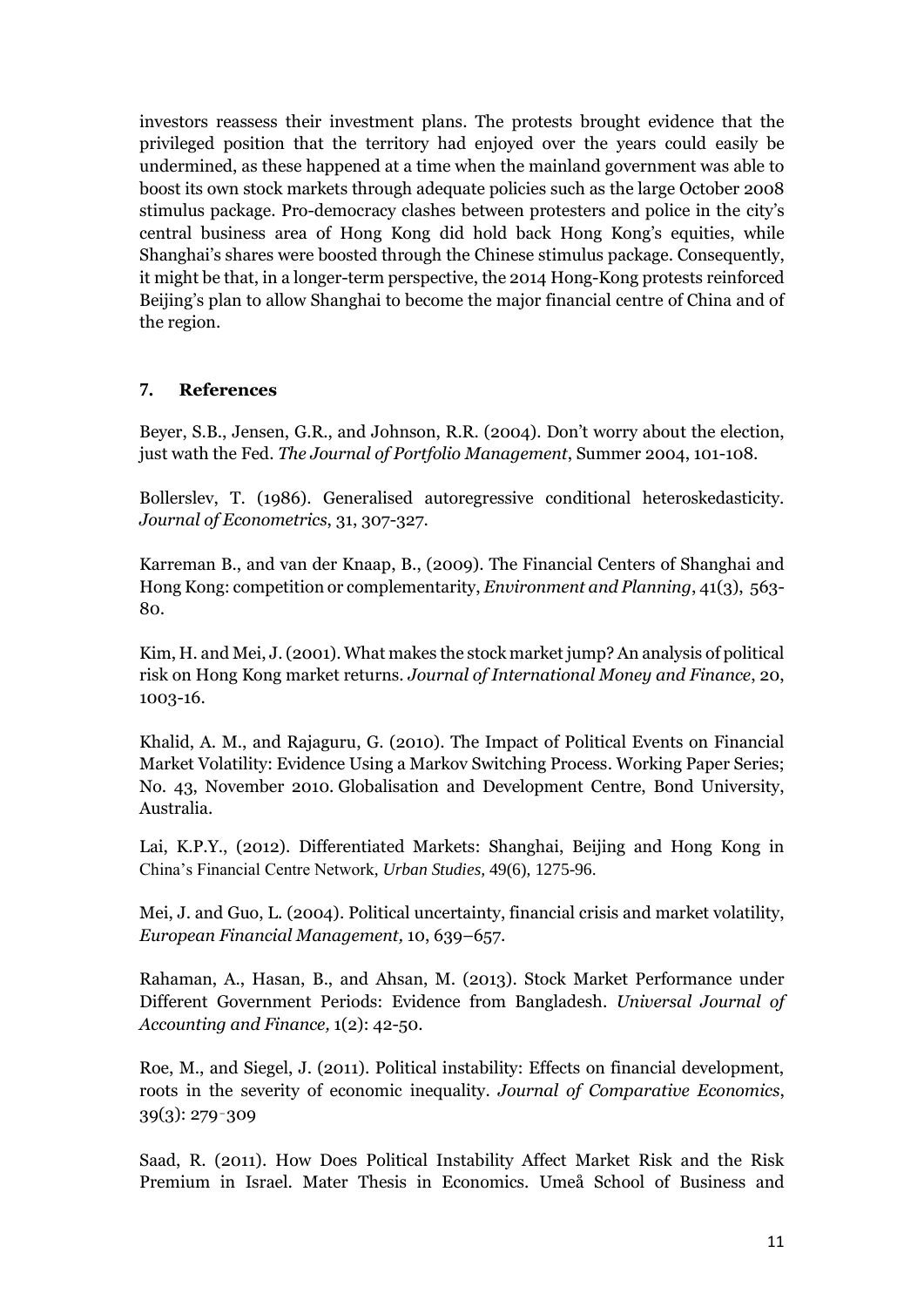investors reassess their investment plans. The protests brought evidence that the privileged position that the territory had enjoyed over the years could easily be undermined, as these happened at a time when the mainland government was able to boost its own stock markets through adequate policies such as the large October 2008 stimulus package. Pro-democracy clashes between protesters and police in the city's central business area of Hong Kong did hold back Hong Kong's equities, while Shanghai's shares were boosted through the Chinese stimulus package. Consequently, it might be that, in a longer-term perspective, the 2014 Hong-Kong protests reinforced Beijing's plan to allow Shanghai to become the major financial centre of China and of the region.

## 7. References

Beyer, S.B., Jensen, G.R., and Johnson, R.R. (2004). Don't worry about the election, just wath the Fed. *The Journal of Portfolio Management*, Summer 2004, 101-108.

Bollerslev, T. (1986). Generalised autoregressive conditional heteroskedasticity. *Journal of Econometrics*, 31, 307-327.

Karreman B., and van der Knaap, B., (2009). The Financial Centers of Shanghai and Hong Kong: competition or complementarity, *Environment and Planning*, 41(3), 563-80.

Kim, H. and Mei, J. (2001). What makes the stock market jump? An analysis of political risk on Hong Kong market returns. *Journal of International Money and Finance*, 20, 1003-16.

Khalid, A. M., and Rajaguru, G. (2010). The Impact of Political Events on Financial Market Volatility: Evidence Using a Markov Switching Process. Working Paper Series; No. 43, November 2010. Globalisation and Development Centre, Bond University, Australia.

Lai, K.P.Y., (2012). Differentiated Markets: Shanghai, Beijing and Hong Kong in China's Financial Centre Network, *Urban Studies,* 49(6), 1275-96.

Mei, J. and Guo, L. (2004). Political uncertainty, financial crisis and market volatility, *European Financial Management,* 10, 639–657.

Rahaman, A., Hasan, B., and Ahsan, M. (2013). Stock Market Performance under Different Government Periods: Evidence from Bangladesh. *Universal Journal of Accounting and Finance,* 1(2): 42-50.

Roe, M., and Siegel, J. (2011). Political instability: Effects on financial development, roots in the severity of economic inequality. *Journal of Comparative Economics*, 39(3): 279‑309

Saad, R. (2011). How Does Political Instability Affect Market Risk and the Risk Premium in Israel. Mater Thesis in Economics. Umeå School of Business and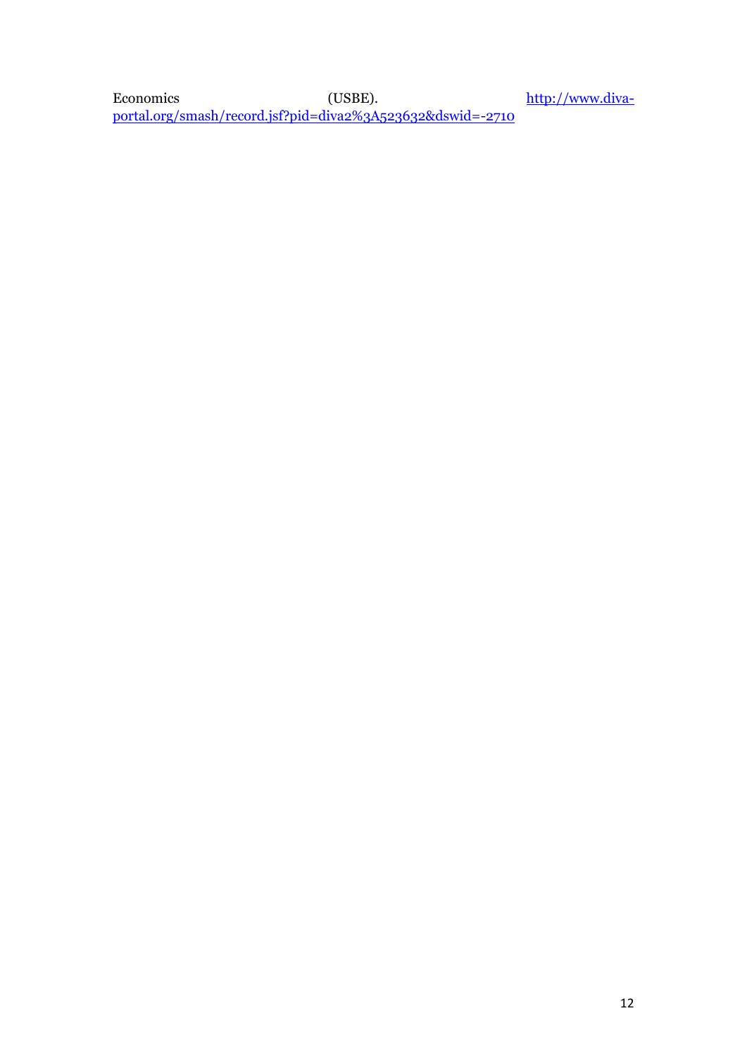Economics (USBE). http://www.diva-portal.org/smash/record.jsf?pid=diva2%3A523632&dswid=-2710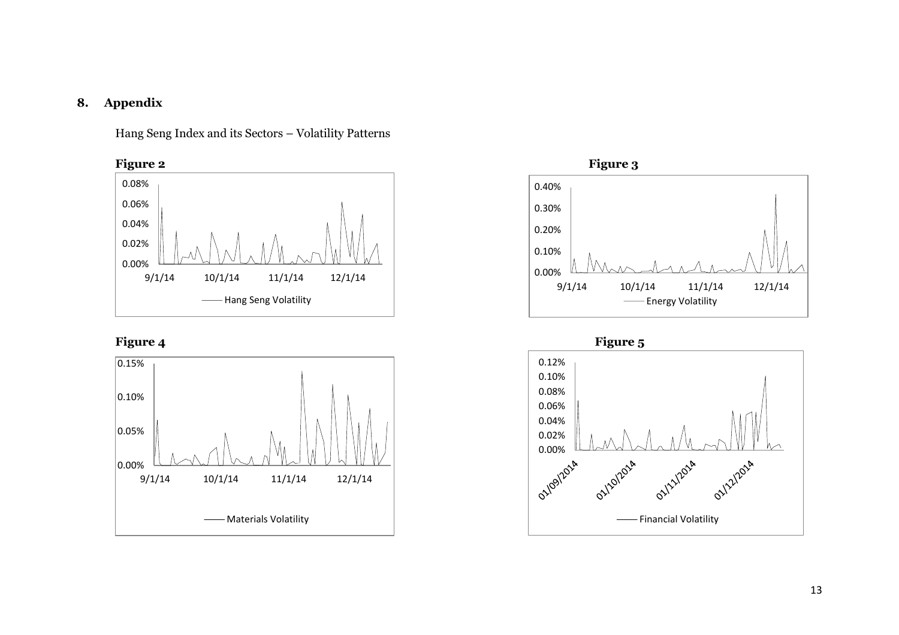## 8. Appendix

Hang Seng Index and its Sectors – Volatility Patterns

**Figure 2**

**Figure 3**

**Figure 4**

**Figure 5**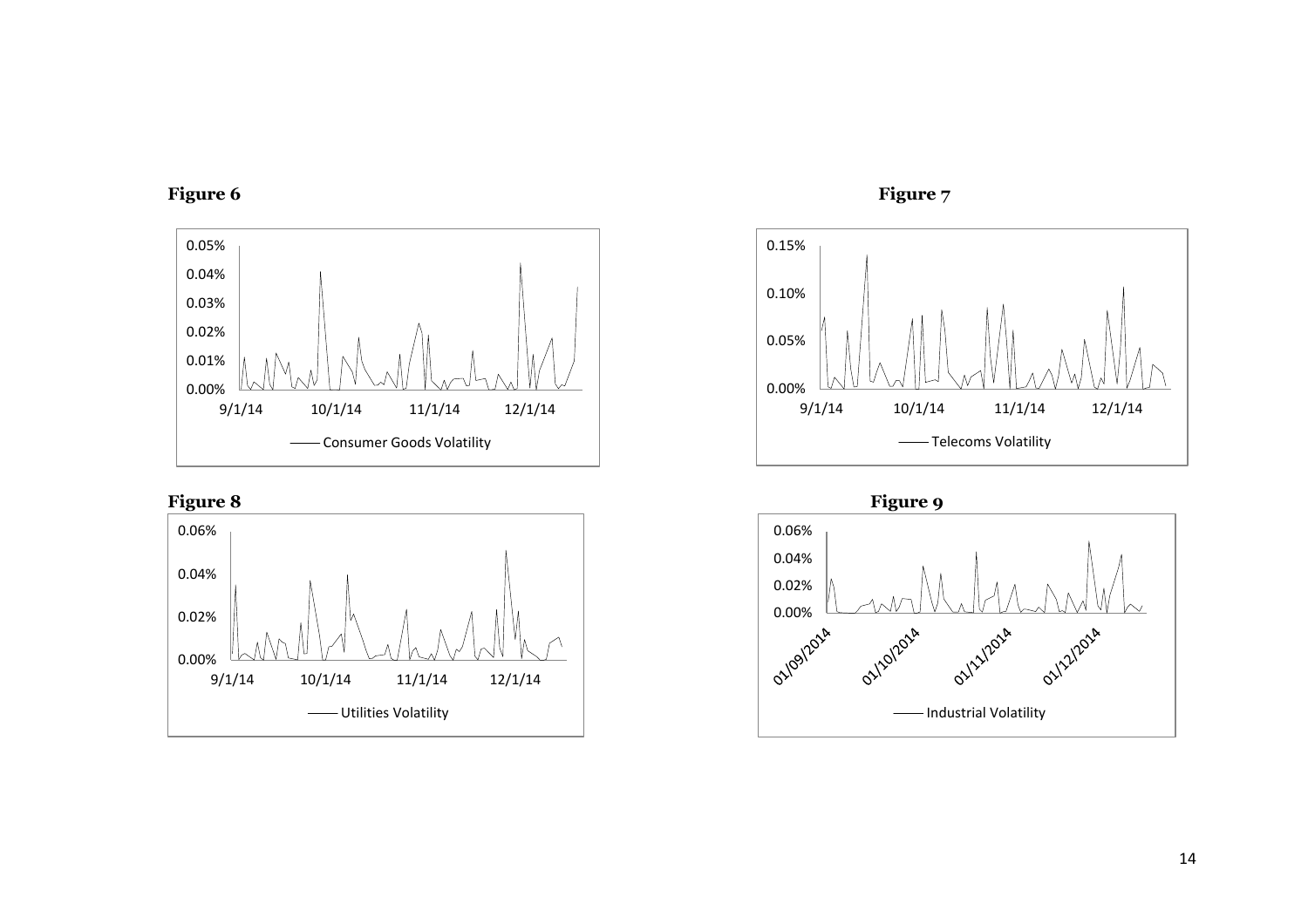**Figure 6**

**Figure 7**

**Figure 8**

**Figure 9**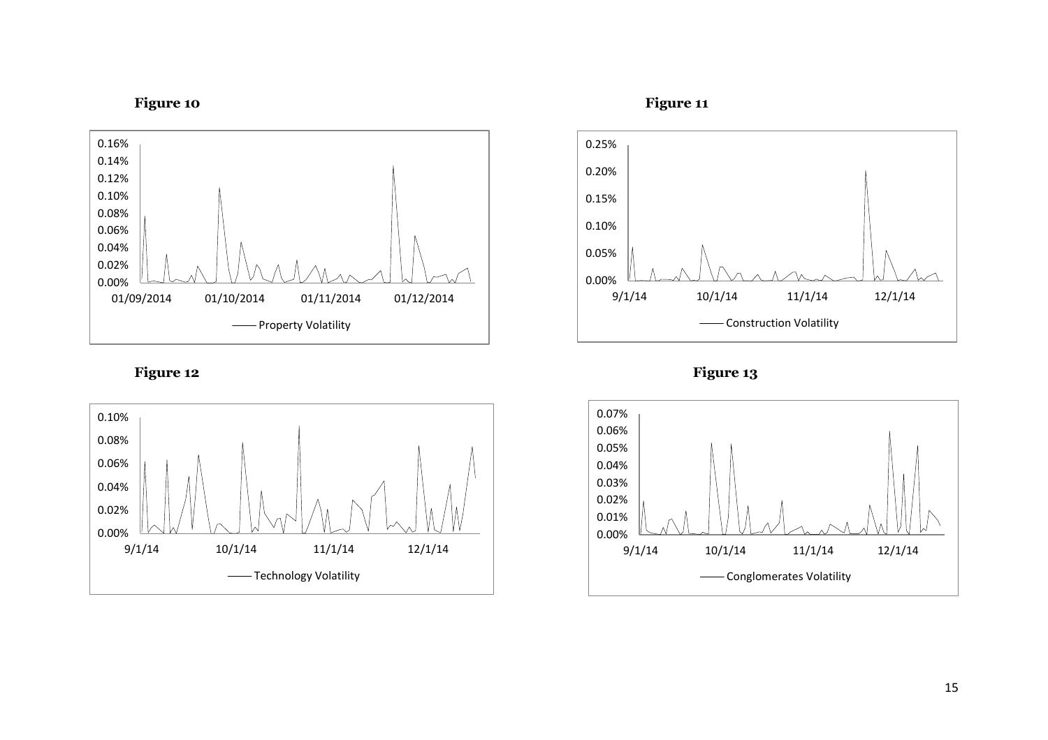**Figure 10**

**Figure 11**

**Figure 12**

**Figure 13**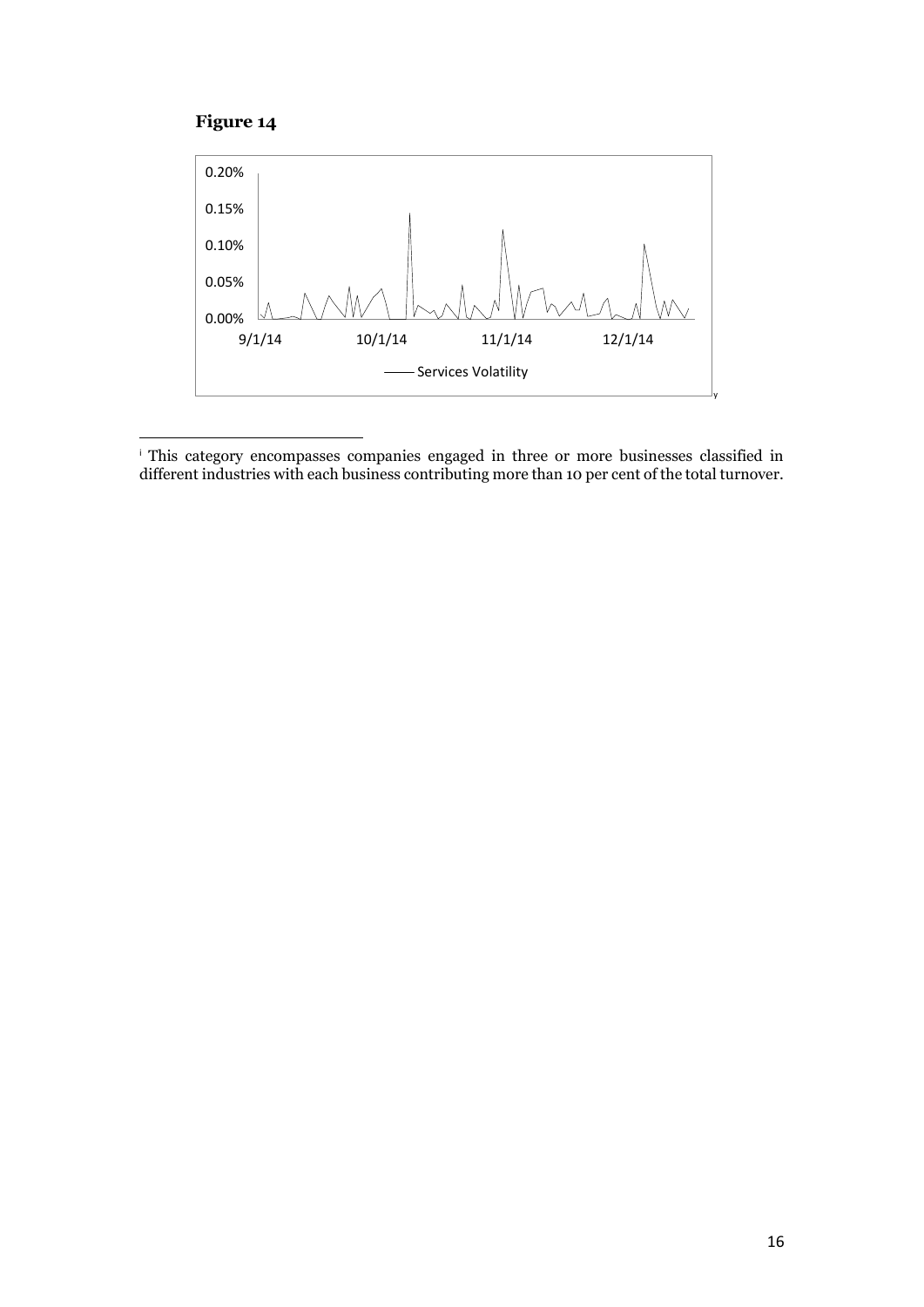**Figure 14**

0.20%
0.15%
0.10%
0.05%
0.00%
9/1/14
10/1/14
11/1/14
12/1/14
Services Volatility

---

[i] This category encompasses companies engaged in three or more businesses classified in different industries with each business contributing more than 10 per cent of the total turnover.